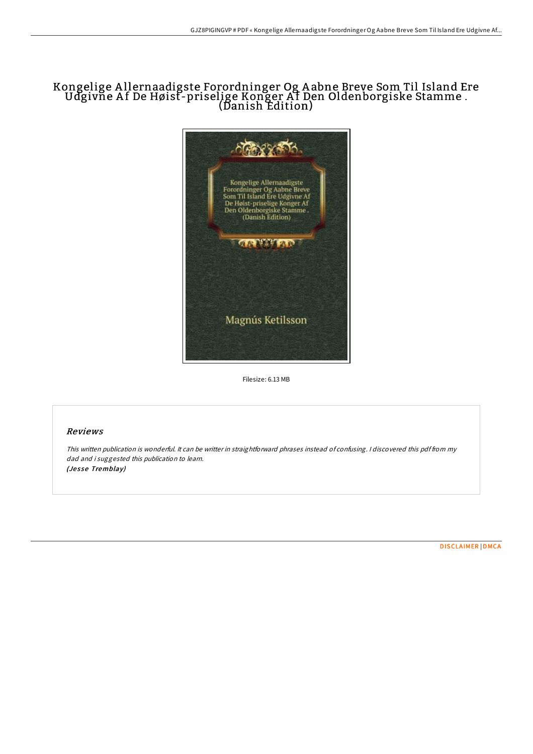# Kongelige Allernaadigste Forordninger Og Aabne Breve Som Til Island Ere Udgivne Af De Høist-priselige Konger Af Den Oldenborgiske Stamme . (Danish Edition)

Filesize: 6.13 MB

## Reviews

*This written publication is wonderful. It can be writter in straightforward phrases instead of confusing. I discovered this pdf from my dad and i suggested this publication to learn.*
*(Jesse Tremblay)*

DISCLAIMER | DMCA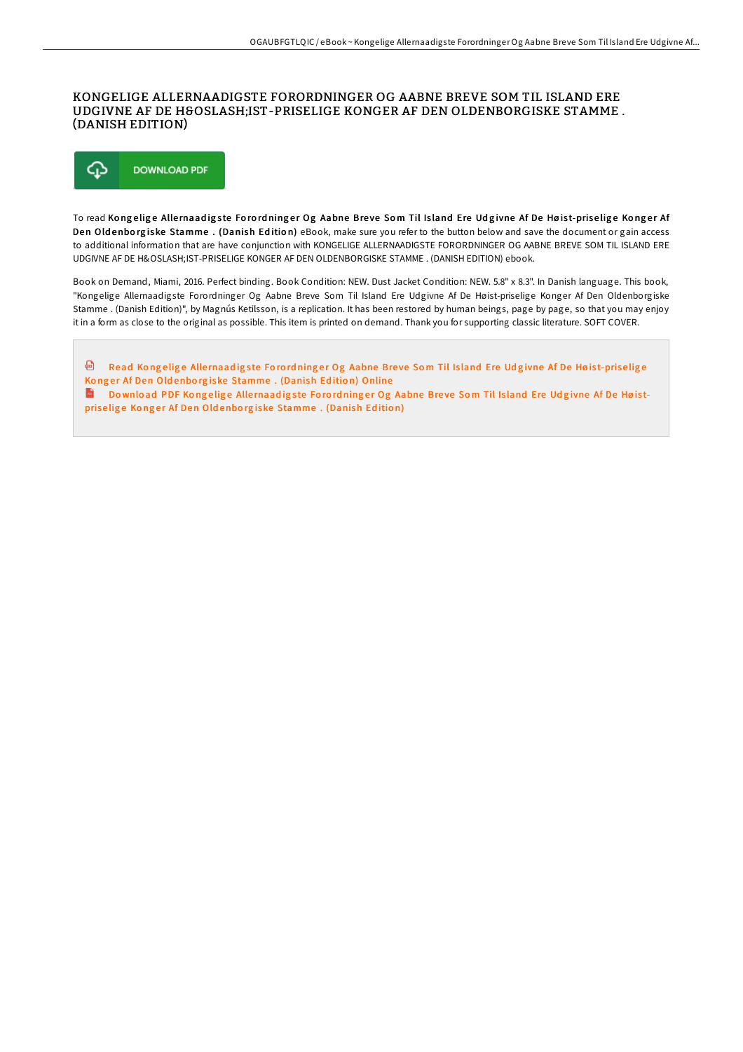# KONGELIGE ALLERNAADIGSTE FORORDNINGER OG AABNE BREVE SOM TIL ISLAND ERE UDGIVNE AF DE H&OSLASH;IST-PRISELIGE KONGER AF DEN OLDENBORGISKE STAMME . (DANISH EDITION)

DOWNLOAD PDF

To read **Kongelige Allernaadigste Forordninger Og Aabne Breve Som Til Island Ere Udgivne Af De Høist-priselige Konger Af Den Oldenborgiske Stamme . (Danish Edition)** eBook, make sure you refer to the button below and save the document or gain access to additional information that are have conjunction with KONGELIGE ALLERNAADIGSTE FORORDNINGER OG AABNE BREVE SOM TIL ISLAND ERE UDGIVNE AF DE H&OSLASH;IST-PRISELIGE KONGER AF DEN OLDENBORGISKE STAMME . (DANISH EDITION) ebook.

Book on Demand, Miami, 2016. Perfect binding. Book Condition: NEW. Dust Jacket Condition: NEW. 5.8" x 8.3". In Danish language. This book, "Kongelige Allernaadigste Forordninger Og Aabne Breve Som Til Island Ere Udgivne Af De Høist-priselige Konger Af Den Oldenborgiske Stamme . (Danish Edition)", by Magnús Ketilsson, is a replication. It has been restored by human beings, page by page, so that you may enjoy it in a form as close to the original as possible. This item is printed on demand. Thank you for supporting classic literature. SOFT COVER.

Read Kongelige Allernaadigste Forordninger Og Aabne Breve Som Til Island Ere Udgivne Af De Høist-priselige Konger Af Den Oldenborgiske Stamme . (Danish Edition) Online

Download PDF Kongelige Allernaadigste Forordninger Og Aabne Breve Som Til Island Ere Udgivne Af De Høist-priselige Konger Af Den Oldenborgiske Stamme . (Danish Edition)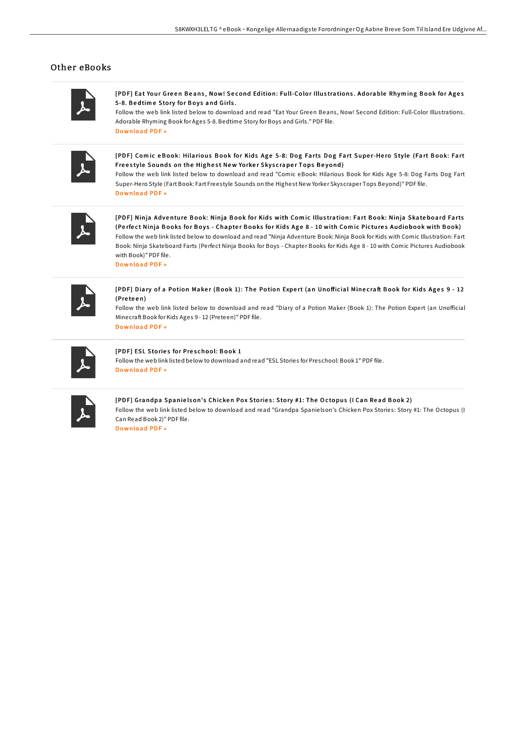## Other eBooks

**[PDF] Eat Your Green Beans, Now! Second Edition: Full-Color Illustrations. Adorable Rhyming Book for Ages 5-8. Bedtime Story for Boys and Girls.**

Follow the web link listed below to download and read "Eat Your Green Beans, Now! Second Edition: Full-Color Illustrations. Adorable Rhyming Book for Ages 5-8. Bedtime Story for Boys and Girls." PDF file.

Download PDF »

**[PDF] Comic eBook: Hilarious Book for Kids Age 5-8: Dog Farts Dog Fart Super-Hero Style (Fart Book: Fart Freestyle Sounds on the Highest New Yorker Skyscraper Tops Beyond)**

Follow the web link listed below to download and read "Comic eBook: Hilarious Book for Kids Age 5-8: Dog Farts Dog Fart Super-Hero Style (Fart Book: Fart Freestyle Sounds on the Highest New Yorker Skyscraper Tops Beyond)" PDF file.

Download PDF »

**[PDF] Ninja Adventure Book: Ninja Book for Kids with Comic Illustration: Fart Book: Ninja Skateboard Farts (Perfect Ninja Books for Boys - Chapter Books for Kids Age 8 - 10 with Comic Pictures Audiobook with Book)**

Follow the web link listed below to download and read "Ninja Adventure Book: Ninja Book for Kids with Comic Illustration: Fart Book: Ninja Skateboard Farts (Perfect Ninja Books for Boys - Chapter Books for Kids Age 8 - 10 with Comic Pictures Audiobook with Book)" PDF file.

Download PDF »

**[PDF] Diary of a Potion Maker (Book 1): The Potion Expert (an Unofficial Minecraft Book for Kids Ages 9 - 12 (Preteen)**

Follow the web link listed below to download and read "Diary of a Potion Maker (Book 1): The Potion Expert (an Unofficial Minecraft Book for Kids Ages 9 - 12 (Preteen)" PDF file.

Download PDF »

**[PDF] ESL Stories for Preschool: Book 1**

Follow the web link listed below to download and read "ESL Stories for Preschool: Book 1" PDF file.

Download PDF »

**[PDF] Grandpa Spanielson's Chicken Pox Stories: Story #1: The Octopus (I Can Read Book 2)**

Follow the web link listed below to download and read "Grandpa Spanielson's Chicken Pox Stories: Story #1: The Octopus (I Can Read Book 2)" PDF file.

Download PDF »